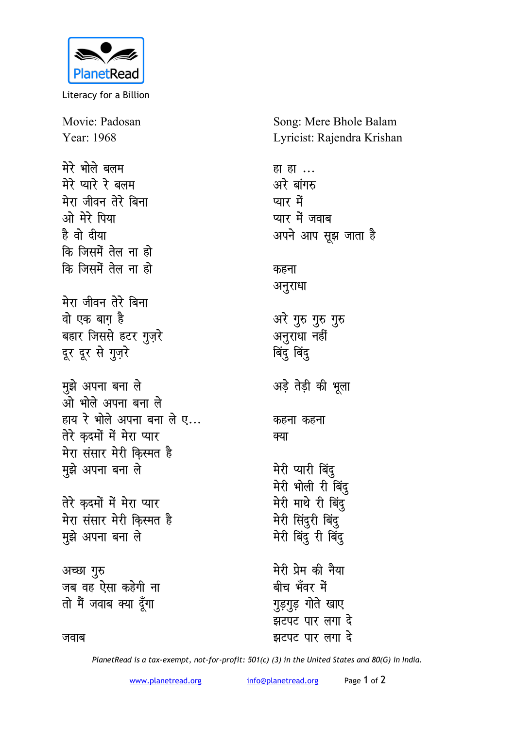PlanetRead

Literacy for a Billion

Movie: Padosan
Year: 1968

Song: Mere Bhole Balam
Lyricist: Rajendra Krishan

मेरे भोले बलम
मेरे प्यारे रे बलम
मेरा जीवन तेरे बिना
ओ मेरे पिया
है वो दीया
कि जिसमें तेल ना हो
कि जिसमें तेल ना हो

मेरा जीवन तेरे बिना
वो एक बाग़ है
बहार जिससे हटर गुज़रे
दूर दूर से गुज़रे

मुझे अपना बना ले
ओ भोले अपना बना ले
हाय रे भोले अपना बना ले ए...
तेरे क़दमों में मेरा प्यार
मेरा संसार मेरी क़िस्मत है
मुझे अपना बना ले

तेरे क़दमों में मेरा प्यार
मेरा संसार मेरी क़िस्मत है
मुझे अपना बना ले

अच्छा गुरु
जब वह ऐसा कहेगी ना
तो मैं जवाब क्या दूँगा

जवाब

हा हा ...
अरे बांगरु
प्यार में
प्यार में जवाब
अपने आप सूझ जाता है

कहना
अनुराधा

अरे गुरु गुरु गुरु
अनुराधा नहीं
बिंदु बिंदु

अड़े तेड़ी की भूला

कहना कहना
क्या

मेरी प्यारी बिंदु
मेरी भोली री बिंदु
मेरी माथे री बिंदु
मेरी सिंदुरी बिंदु
मेरी बिंदु री बिंदु

मेरी प्रेम की नैया
बीच भँवर में
गुड़गुड़ गोते खाए
झटपट पार लगा दे
झटपट पार लगा दे

*PlanetRead is a tax-exempt, not-for-profit: 501(c) (3) in the United States and 80(G) in India.*

www.planetread.org info@planetread.org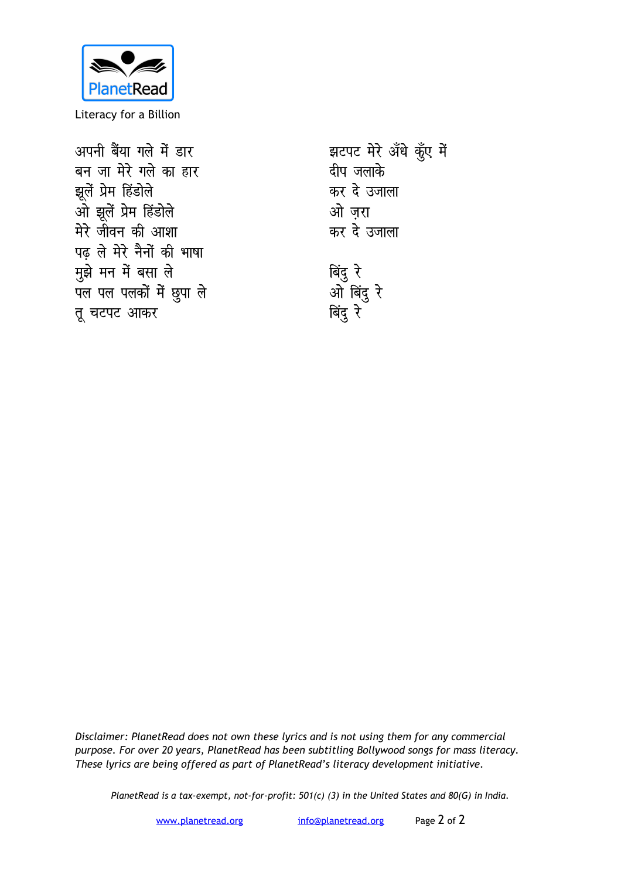PlanetRead

Literacy for a Billion

अपनी बैंया गले में डार
बन जा मेरे गले का हार
झूलें प्रेम हिंडोले
ओ झूलें प्रेम हिंडोले
मेरे जीवन की आशा
पढ़ ले मेरे नैनों की भाषा
मुझे मन में बसा ले
पल पल पलकों में छुपा ले
तू चटपट आकर

झटपट मेरे अँधे कुँए में
दीप जलाके
कर दे उजाला
ओ ज़रा
कर दे उजाला

बिंदु रे
ओ बिंदु रे
बिंदु रे

*Disclaimer: PlanetRead does not own these lyrics and is not using them for any commercial purpose. For over 20 years, PlanetRead has been subtitling Bollywood songs for mass literacy. These lyrics are being offered as part of PlanetRead's literacy development initiative.*

*PlanetRead is a tax-exempt, not-for-profit: 501(c) (3) in the United States and 80(G) in India.*

www.planetread.org    info@planetread.org